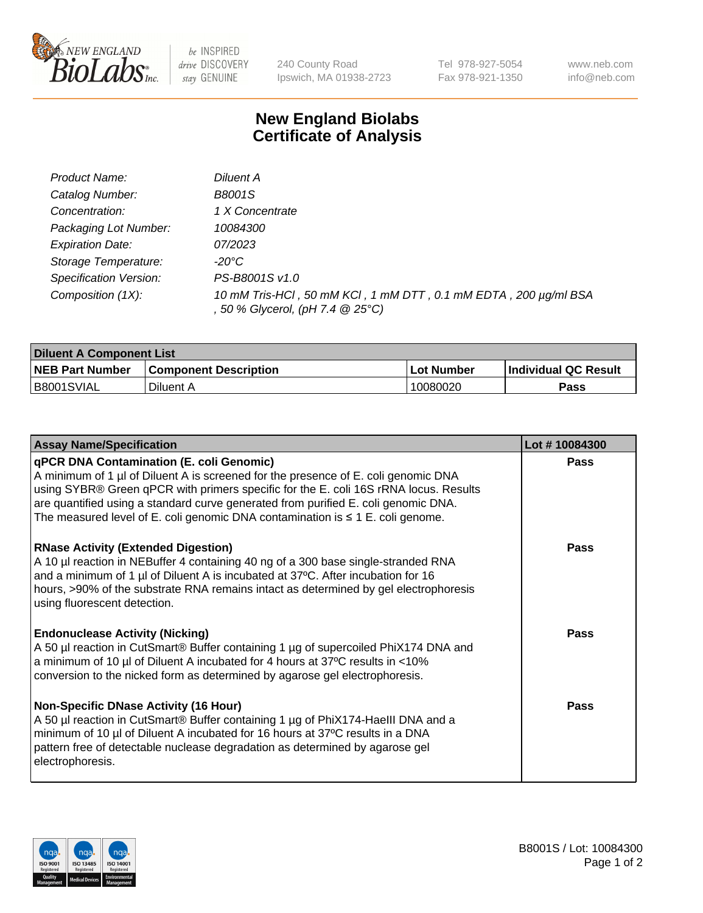New England BioLabs Inc. — be INSPIRED drive DISCOVERY stay GENUINE

240 County Road
Ipswich, MA 01938-2723

Tel 978-927-5054
Fax 978-921-1350

www.neb.com
info@neb.com

# New England Biolabs Certificate of Analysis

| | |
|---|---|
| *Product Name:* | *Diluent A* |
| *Catalog Number:* | *B8001S* |
| *Concentration:* | *1 X Concentrate* |
| *Packaging Lot Number:* | *10084300* |
| *Expiration Date:* | *07/2023* |
| *Storage Temperature:* | *-20°C* |
| *Specification Version:* | *PS-B8001S v1.0* |
| *Composition (1X):* | *10 mM Tris-HCl , 50 mM KCl , 1 mM DTT , 0.1 mM EDTA , 200 µg/ml BSA , 50 % Glycerol, (pH 7.4 @ 25°C)* |

| **Diluent A Component List** | | | |
|---|---|---|---|
| **NEB Part Number** | **Component Description** | **Lot Number** | **Individual QC Result** |
| B8001SVIAL | Diluent A | 10080020 | **Pass** |

| **Assay Name/Specification** | **Lot # 10084300** |
|---|---|
| **qPCR DNA Contamination (E. coli Genomic)** A minimum of 1 µl of Diluent A is screened for the presence of E. coli genomic DNA using SYBR® Green qPCR with primers specific for the E. coli 16S rRNA locus. Results are quantified using a standard curve generated from purified E. coli genomic DNA. The measured level of E. coli genomic DNA contamination is ≤ 1 E. coli genome. | **Pass** |
| **RNase Activity (Extended Digestion)** A 10 µl reaction in NEBuffer 4 containing 40 ng of a 300 base single-stranded RNA and a minimum of 1 µl of Diluent A is incubated at 37ºC. After incubation for 16 hours, >90% of the substrate RNA remains intact as determined by gel electrophoresis using fluorescent detection. | **Pass** |
| **Endonuclease Activity (Nicking)** A 50 µl reaction in CutSmart® Buffer containing 1 µg of supercoiled PhiX174 DNA and a minimum of 10 µl of Diluent A incubated for 4 hours at 37ºC results in <10% conversion to the nicked form as determined by agarose gel electrophoresis. | **Pass** |
| **Non-Specific DNase Activity (16 Hour)** A 50 µl reaction in CutSmart® Buffer containing 1 µg of PhiX174-HaeIII DNA and a minimum of 10 µl of Diluent A incubated for 16 hours at 37ºC results in a DNA pattern free of detectable nuclease degradation as determined by agarose gel electrophoresis. | **Pass** |

B8001S / Lot: 10084300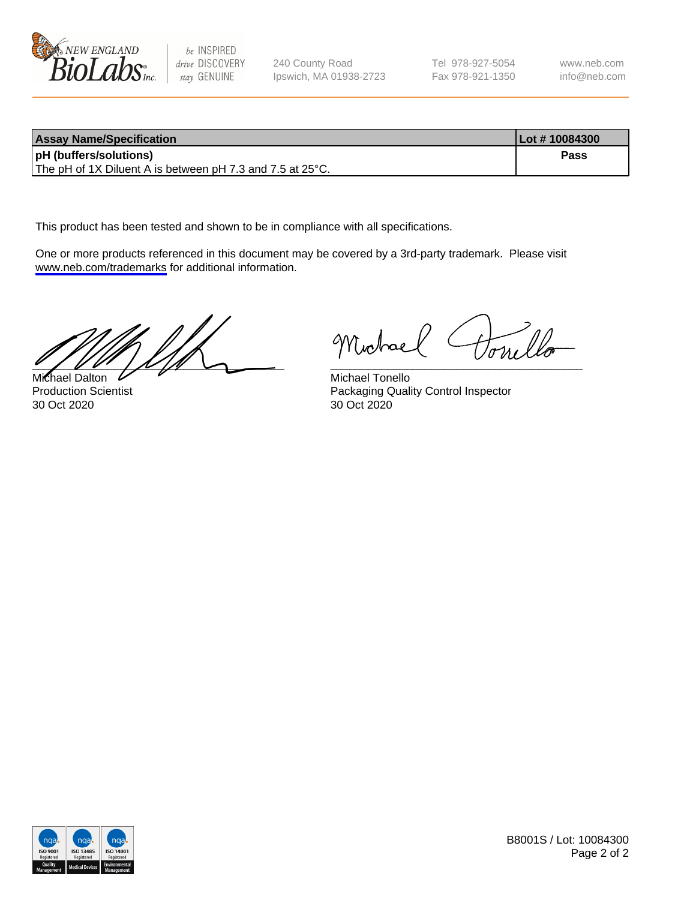240 County Road
Ipswich, MA 01938-2723

Tel 978-927-5054
Fax 978-921-1350

www.neb.com
info@neb.com

| Assay Name/Specification | Lot # 10084300 |
|---|---|
| **pH (buffers/solutions)**<br>The pH of 1X Diluent A is between pH 7.3 and 7.5 at 25°C. | **Pass** |

This product has been tested and shown to be in compliance with all specifications.

One or more products referenced in this document may be covered by a 3rd-party trademark. Please visit www.neb.com/trademarks for additional information.

Michael Dalton
Production Scientist
30 Oct 2020

Michael Tonello
Packaging Quality Control Inspector
30 Oct 2020

B8001S / Lot: 10084300